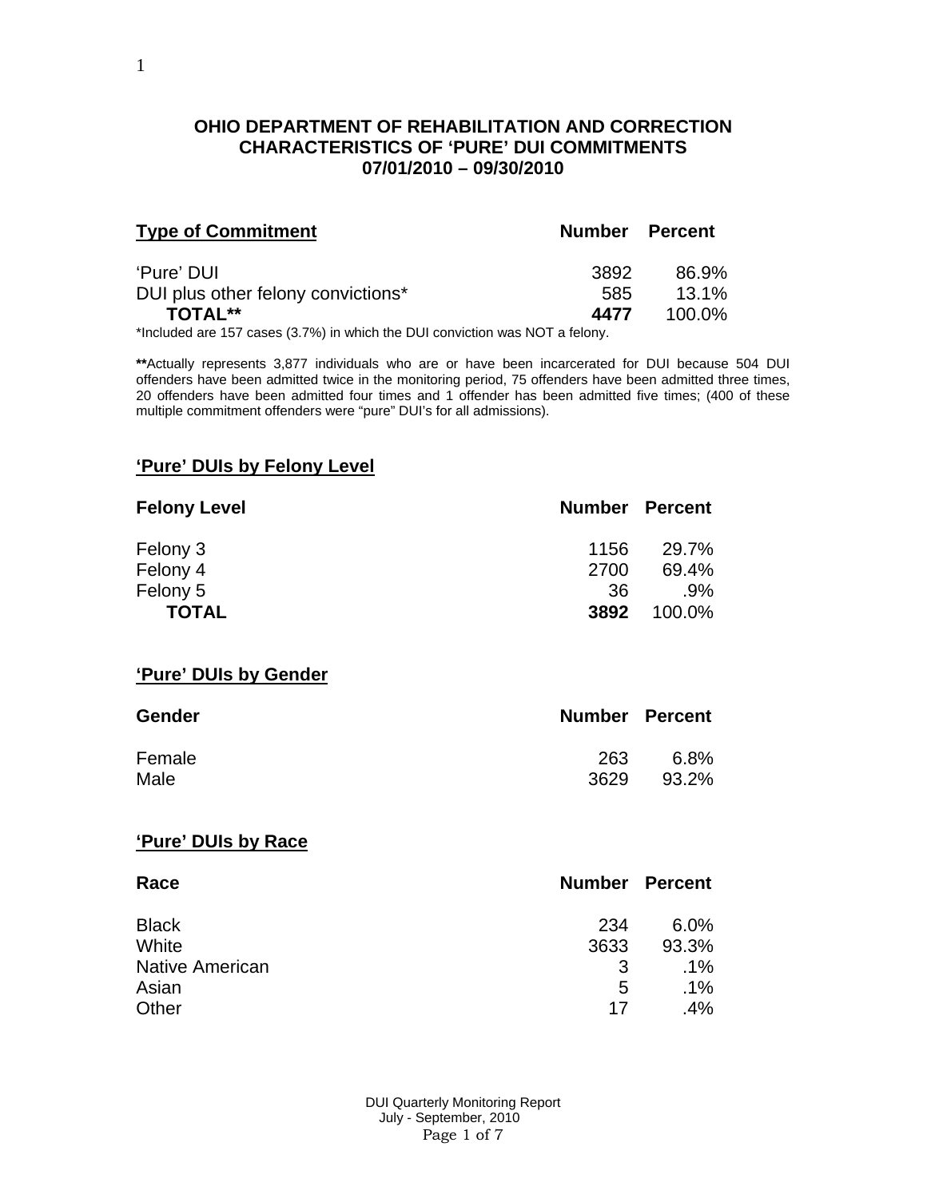## OHIO DEPARTMENT OF REHABILITATION AND CORRECTION
## CHARACTERISTICS OF 'PURE' DUI COMMITMENTS
## 07/01/2010 – 09/30/2010

| Type of Commitment | Number | Percent |
|---|---|---|
| 'Pure' DUI | 3892 | 86.9% |
| DUI plus other felony convictions* | 585 | 13.1% |
| **TOTAL**** | **4477** | 100.0% |

*Included are 157 cases (3.7%) in which the DUI conviction was NOT a felony.

**Actually represents 3,877 individuals who are or have been incarcerated for DUI because 504 DUI offenders have been admitted twice in the monitoring period, 75 offenders have been admitted three times, 20 offenders have been admitted four times and 1 offender has been admitted five times; (400 of these multiple commitment offenders were "pure" DUI's for all admissions).

### 'Pure' DUIs by Felony Level

| Felony Level | Number | Percent |
|---|---|---|
| Felony 3 | 1156 | 29.7% |
| Felony 4 | 2700 | 69.4% |
| Felony 5 | 36 | .9% |
| **TOTAL** | **3892** | 100.0% |

### 'Pure' DUIs by Gender

| Gender | Number | Percent |
|---|---|---|
| Female | 263 | 6.8% |
| Male | 3629 | 93.2% |

### 'Pure' DUIs by Race

| Race | Number | Percent |
|---|---|---|
| Black | 234 | 6.0% |
| White | 3633 | 93.3% |
| Native American | 3 | .1% |
| Asian | 5 | .1% |
| Other | 17 | .4% |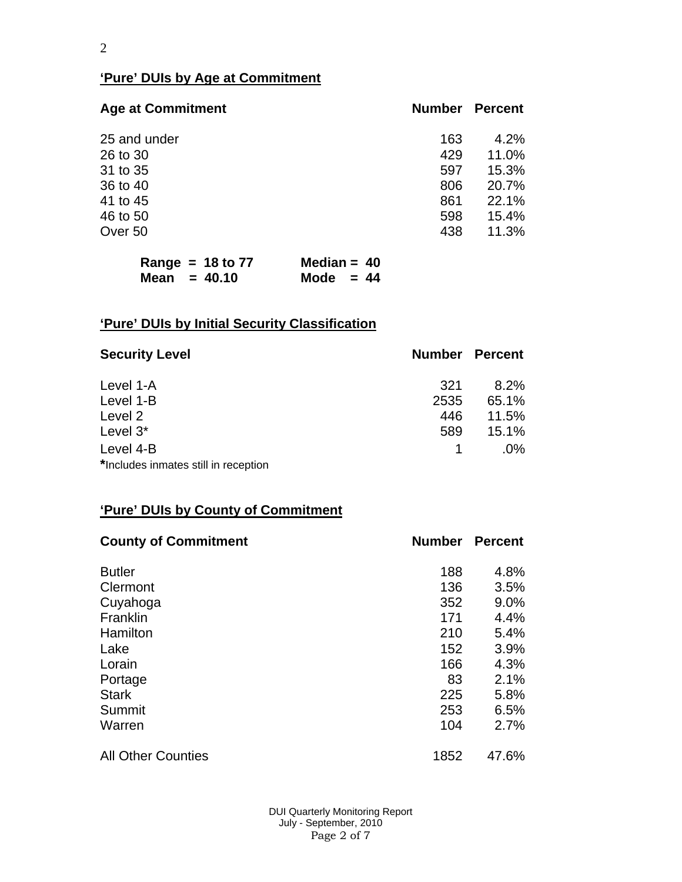## 'Pure' DUIs by Age at Commitment

| Age at Commitment | Number | Percent |
|---|---|---|
| 25 and under | 163 | 4.2% |
| 26 to 30 | 429 | 11.0% |
| 31 to 35 | 597 | 15.3% |
| 36 to 40 | 806 | 20.7% |
| 41 to 45 | 861 | 22.1% |
| 46 to 50 | 598 | 15.4% |
| Over 50 | 438 | 11.3% |

**Range = 18 to 77** **Median = 40**
**Mean = 40.10** **Mode = 44**

## 'Pure' DUIs by Initial Security Classification

| Security Level | Number | Percent |
|---|---|---|
| Level 1-A | 321 | 8.2% |
| Level 1-B | 2535 | 65.1% |
| Level 2 | 446 | 11.5% |
| Level 3* | 589 | 15.1% |
| Level 4-B | 1 | .0% |

*Includes inmates still in reception

## 'Pure' DUIs by County of Commitment

| County of Commitment | Number | Percent |
|---|---|---|
| Butler | 188 | 4.8% |
| Clermont | 136 | 3.5% |
| Cuyahoga | 352 | 9.0% |
| Franklin | 171 | 4.4% |
| Hamilton | 210 | 5.4% |
| Lake | 152 | 3.9% |
| Lorain | 166 | 4.3% |
| Portage | 83 | 2.1% |
| Stark | 225 | 5.8% |
| Summit | 253 | 6.5% |
| Warren | 104 | 2.7% |
| All Other Counties | 1852 | 47.6% |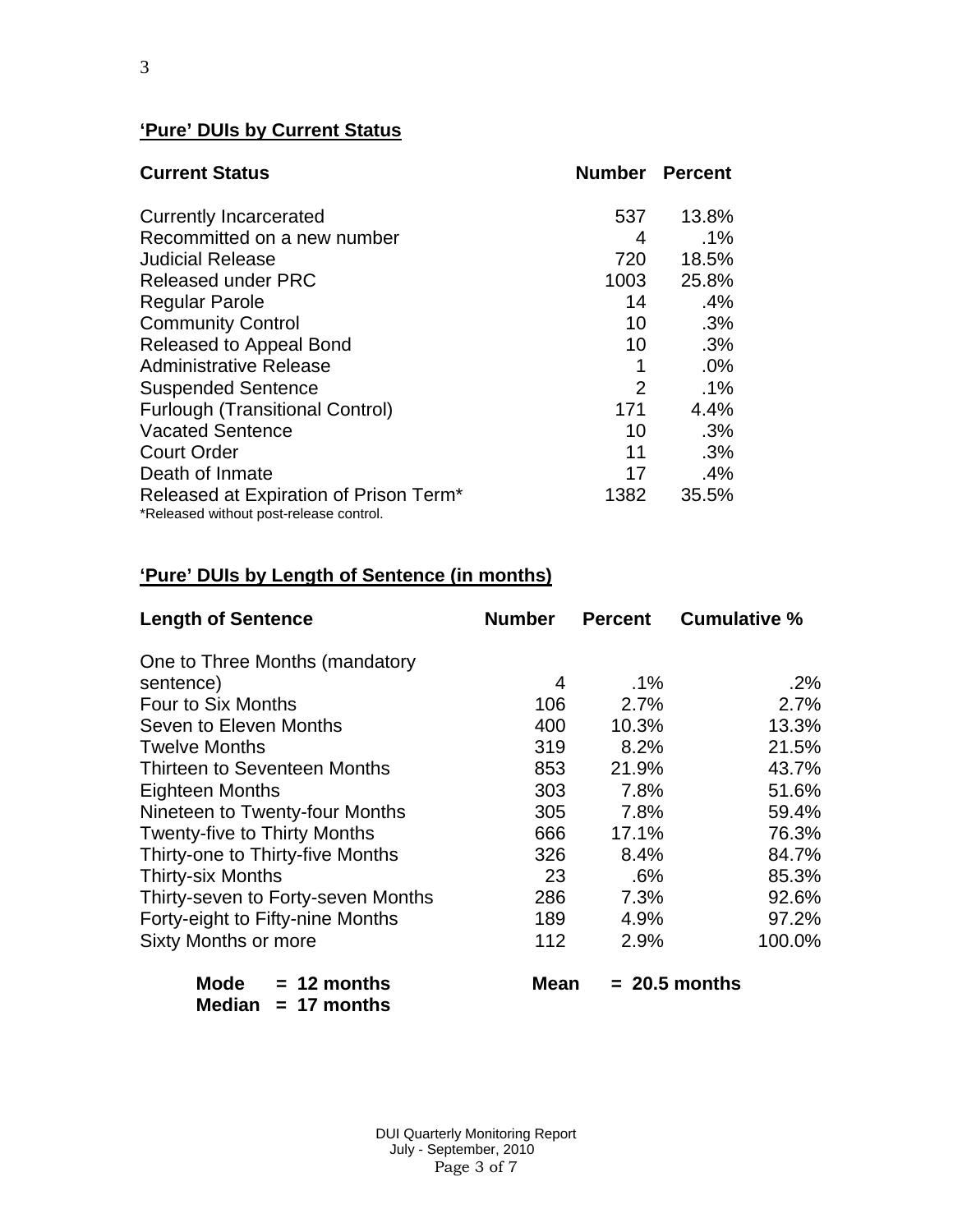## 'Pure' DUIs by Current Status

| Current Status | Number | Percent |
|---|---|---|
| Currently Incarcerated | 537 | 13.8% |
| Recommitted on a new number | 4 | .1% |
| Judicial Release | 720 | 18.5% |
| Released under PRC | 1003 | 25.8% |
| Regular Parole | 14 | .4% |
| Community Control | 10 | .3% |
| Released to Appeal Bond | 10 | .3% |
| Administrative Release | 1 | .0% |
| Suspended Sentence | 2 | .1% |
| Furlough (Transitional Control) | 171 | 4.4% |
| Vacated Sentence | 10 | .3% |
| Court Order | 11 | .3% |
| Death of Inmate | 17 | .4% |
| Released at Expiration of Prison Term* | 1382 | 35.5% |

*Released without post-release control.

## 'Pure' DUIs by Length of Sentence (in months)

| Length of Sentence | Number | Percent | Cumulative % |
|---|---|---|---|
| One to Three Months (mandatory sentence) | 4 | .1% | .2% |
| Four to Six Months | 106 | 2.7% | 2.7% |
| Seven to Eleven Months | 400 | 10.3% | 13.3% |
| Twelve Months | 319 | 8.2% | 21.5% |
| Thirteen to Seventeen Months | 853 | 21.9% | 43.7% |
| Eighteen Months | 303 | 7.8% | 51.6% |
| Nineteen to Twenty-four Months | 305 | 7.8% | 59.4% |
| Twenty-five to Thirty Months | 666 | 17.1% | 76.3% |
| Thirty-one to Thirty-five Months | 326 | 8.4% | 84.7% |
| Thirty-six Months | 23 | .6% | 85.3% |
| Thirty-seven to Forty-seven Months | 286 | 7.3% | 92.6% |
| Forty-eight to Fifty-nine Months | 189 | 4.9% | 97.2% |
| Sixty Months or more | 112 | 2.9% | 100.0% |

**Mode = 12 months** **Mean = 20.5 months**
**Median = 17 months**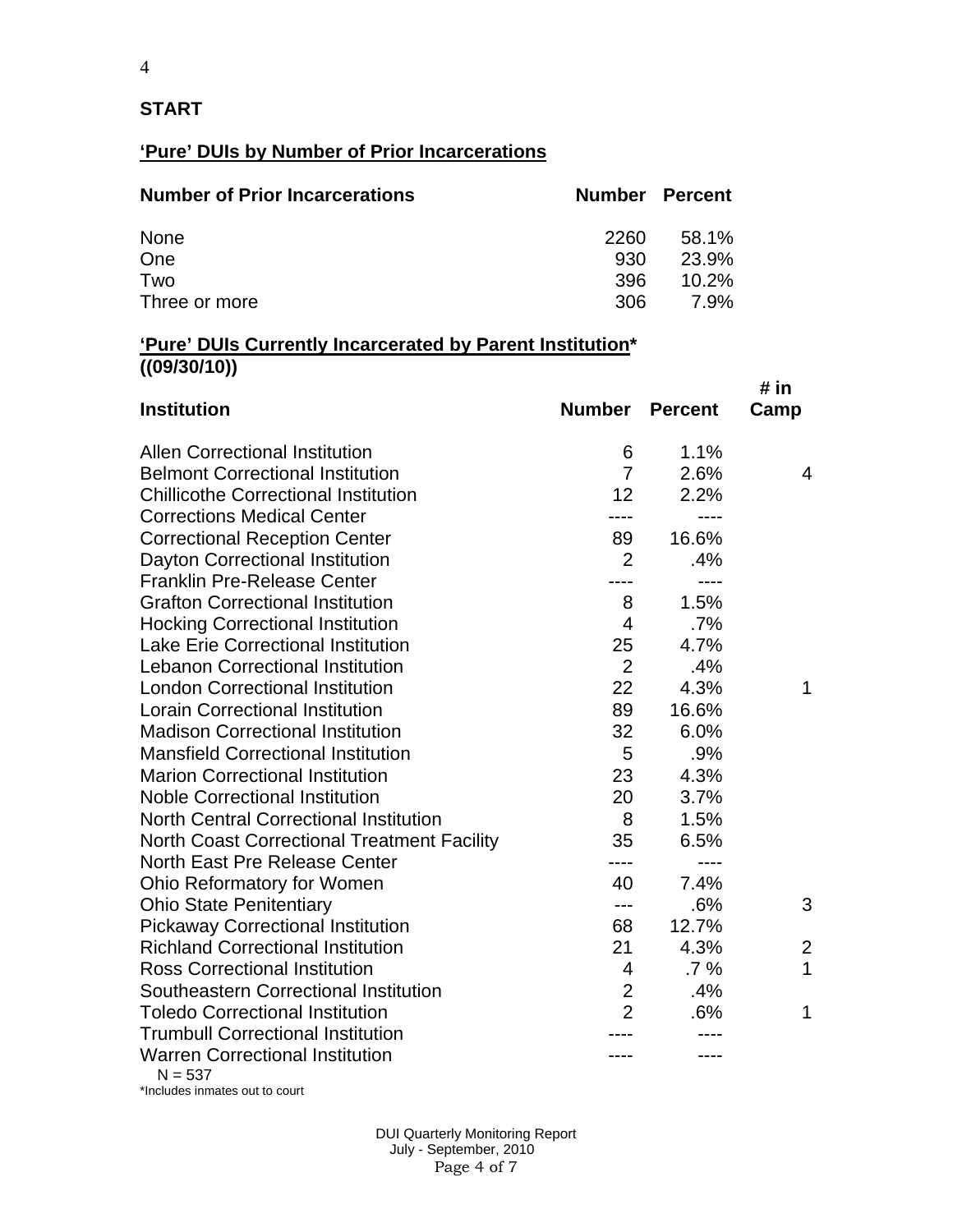**START**

**'Pure' DUIs by Number of Prior Incarcerations**

| Number of Prior Incarcerations | Number | Percent |
|---|---|---|
| None | 2260 | 58.1% |
| One | 930 | 23.9% |
| Two | 396 | 10.2% |
| Three or more | 306 | 7.9% |

**'Pure' DUIs Currently Incarcerated by Parent Institution* ((09/30/10))**

| Institution | Number | Percent | # in Camp |
|---|---|---|---|
| Allen Correctional Institution | 6 | 1.1% | |
| Belmont Correctional Institution | 7 | 2.6% | 4 |
| Chillicothe Correctional Institution | 12 | 2.2% | |
| Corrections Medical Center | ---- | ---- | |
| Correctional Reception Center | 89 | 16.6% | |
| Dayton Correctional Institution | 2 | .4% | |
| Franklin Pre-Release Center | ---- | ---- | |
| Grafton Correctional Institution | 8 | 1.5% | |
| Hocking Correctional Institution | 4 | .7% | |
| Lake Erie Correctional Institution | 25 | 4.7% | |
| Lebanon Correctional Institution | 2 | .4% | |
| London Correctional Institution | 22 | 4.3% | 1 |
| Lorain Correctional Institution | 89 | 16.6% | |
| Madison Correctional Institution | 32 | 6.0% | |
| Mansfield Correctional Institution | 5 | .9% | |
| Marion Correctional Institution | 23 | 4.3% | |
| Noble Correctional Institution | 20 | 3.7% | |
| North Central Correctional Institution | 8 | 1.5% | |
| North Coast Correctional Treatment Facility | 35 | 6.5% | |
| North East Pre Release Center | ---- | ---- | |
| Ohio Reformatory for Women | 40 | 7.4% | |
| Ohio State Penitentiary | --- | .6% | 3 |
| Pickaway Correctional Institution | 68 | 12.7% | |
| Richland Correctional Institution | 21 | 4.3% | 2 |
| Ross Correctional Institution | 4 | .7 % | 1 |
| Southeastern Correctional Institution | 2 | .4% | |
| Toledo Correctional Institution | 2 | .6% | 1 |
| Trumbull Correctional Institution | ---- | ---- | |
| Warren Correctional Institution | ---- | ---- | |

N = 537

*Includes inmates out to court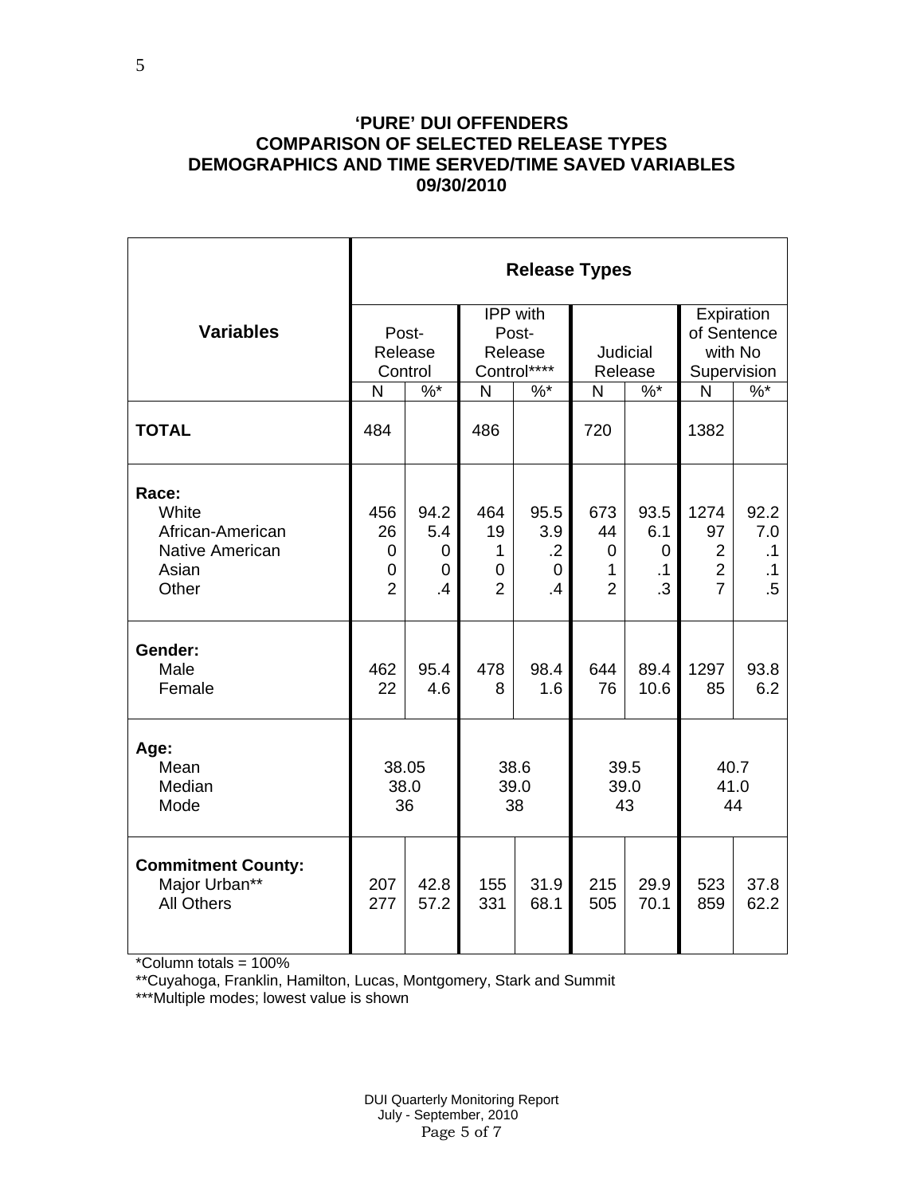**'PURE' DUI OFFENDERS**
**COMPARISON OF SELECTED RELEASE TYPES**
**DEMOGRAPHICS AND TIME SERVED/TIME SAVED VARIABLES**
**09/30/2010**

| Variables | Release Types | | | | | | | |
|---|---|---|---|---|---|---|---|---|
| | Post-Release Control | | IPP with Post-Release Control**** | | Judicial Release | | Expiration of Sentence with No Supervision | |
| | N | %* | N | %* | N | %* | N | %* |
| **TOTAL** | 484 | | 486 | | 720 | | 1382 | |
| **Race:** | | | | | | | | |
| White | 456 | 94.2 | 464 | 95.5 | 673 | 93.5 | 1274 | 92.2 |
| African-American | 26 | 5.4 | 19 | 3.9 | 44 | 6.1 | 97 | 7.0 |
| Native American | 0 | 0 | 1 | .2 | 0 | 0 | 2 | .1 |
| Asian | 0 | 0 | 0 | 0 | 1 | .1 | 2 | .1 |
| Other | 2 | .4 | 2 | .4 | 2 | .3 | 7 | .5 |
| **Gender:** | | | | | | | | |
| Male | 462 | 95.4 | 478 | 98.4 | 644 | 89.4 | 1297 | 93.8 |
| Female | 22 | 4.6 | 8 | 1.6 | 76 | 10.6 | 85 | 6.2 |
| **Age:** | | | | | | | | |
| Mean | 38.05 | | 38.6 | | 39.5 | | 40.7 | |
| Median | 38.0 | | 39.0 | | 39.0 | | 41.0 | |
| Mode | 36 | | 38 | | 43 | | 44 | |
| **Commitment County:** | | | | | | | | |
| Major Urban** | 207 | 42.8 | 155 | 31.9 | 215 | 29.9 | 523 | 37.8 |
| All Others | 277 | 57.2 | 331 | 68.1 | 505 | 70.1 | 859 | 62.2 |

*Column totals = 100%
**Cuyahoga, Franklin, Hamilton, Lucas, Montgomery, Stark and Summit
***Multiple modes; lowest value is shown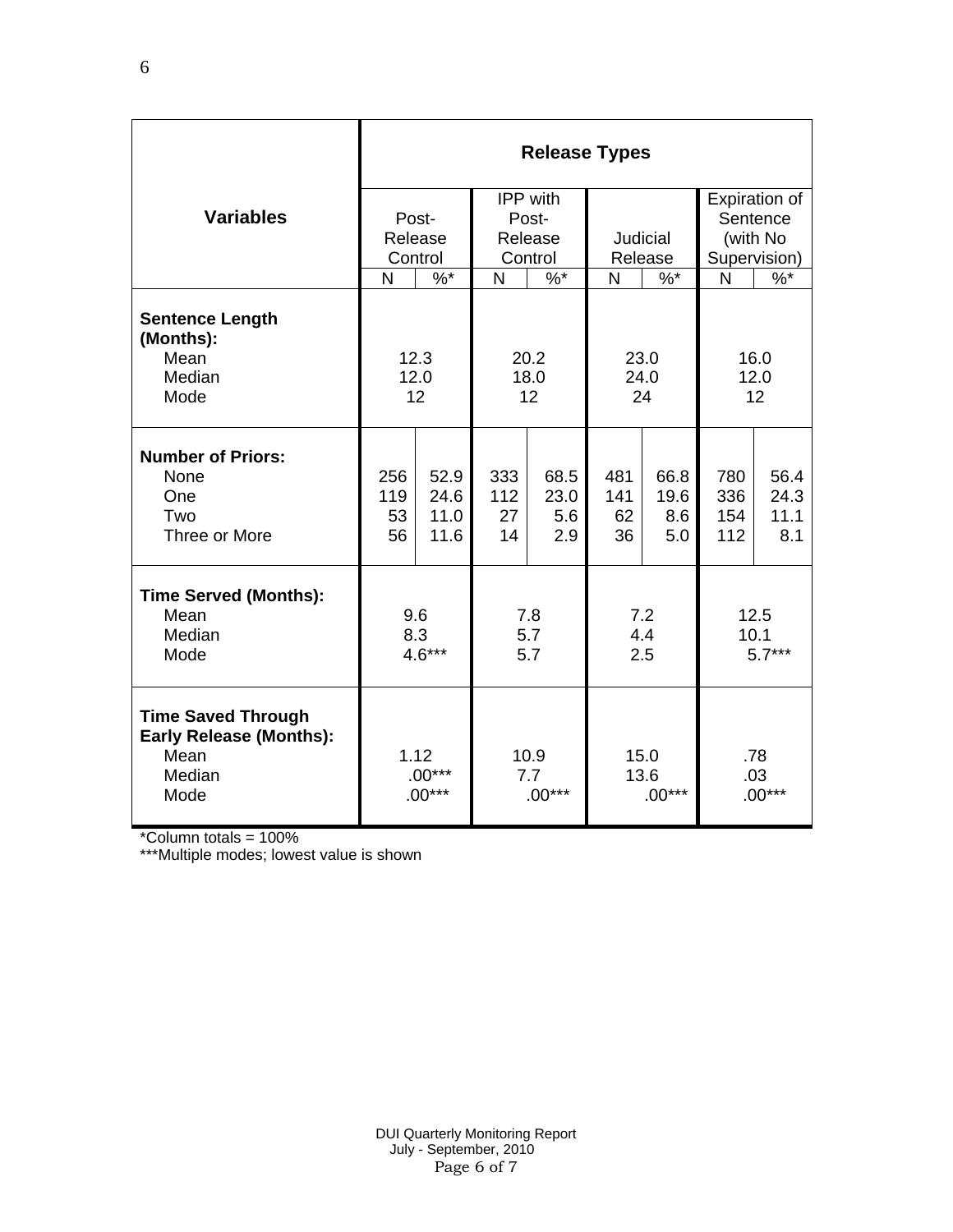| Variables | Release Types | | | | | | | |
|---|---|---|---|---|---|---|---|---|
| | Post-Release Control | | IPP with Post-Release Control | | Judicial Release | | Expiration of Sentence (with No Supervision) | |
| | N | %* | N | %* | N | %* | N | %* |
| **Sentence Length (Months):** | | | | | | | | |
| Mean | 12.3 | | 20.2 | | 23.0 | | 16.0 | |
| Median | 12.0 | | 18.0 | | 24.0 | | 12.0 | |
| Mode | 12 | | 12 | | 24 | | 12 | |
| **Number of Priors:** | | | | | | | | |
| None | 256 | 52.9 | 333 | 68.5 | 481 | 66.8 | 780 | 56.4 |
| One | 119 | 24.6 | 112 | 23.0 | 141 | 19.6 | 336 | 24.3 |
| Two | 53 | 11.0 | 27 | 5.6 | 62 | 8.6 | 154 | 11.1 |
| Three or More | 56 | 11.6 | 14 | 2.9 | 36 | 5.0 | 112 | 8.1 |
| **Time Served (Months):** | | | | | | | | |
| Mean | 9.6 | | 7.8 | | 7.2 | | 12.5 | |
| Median | 8.3 | | 5.7 | | 4.4 | | 10.1 | |
| Mode | 4.6*** | | 5.7 | | 2.5 | | 5.7*** | |
| **Time Saved Through Early Release (Months):** | | | | | | | | |
| Mean | 1.12 | | 10.9 | | 15.0 | | .78 | |
| Median | .00*** | | 7.7 | | 13.6 | | .03 | |
| Mode | .00*** | | .00*** | | .00*** | | .00*** | |

*Column totals = 100%

***Multiple modes; lowest value is shown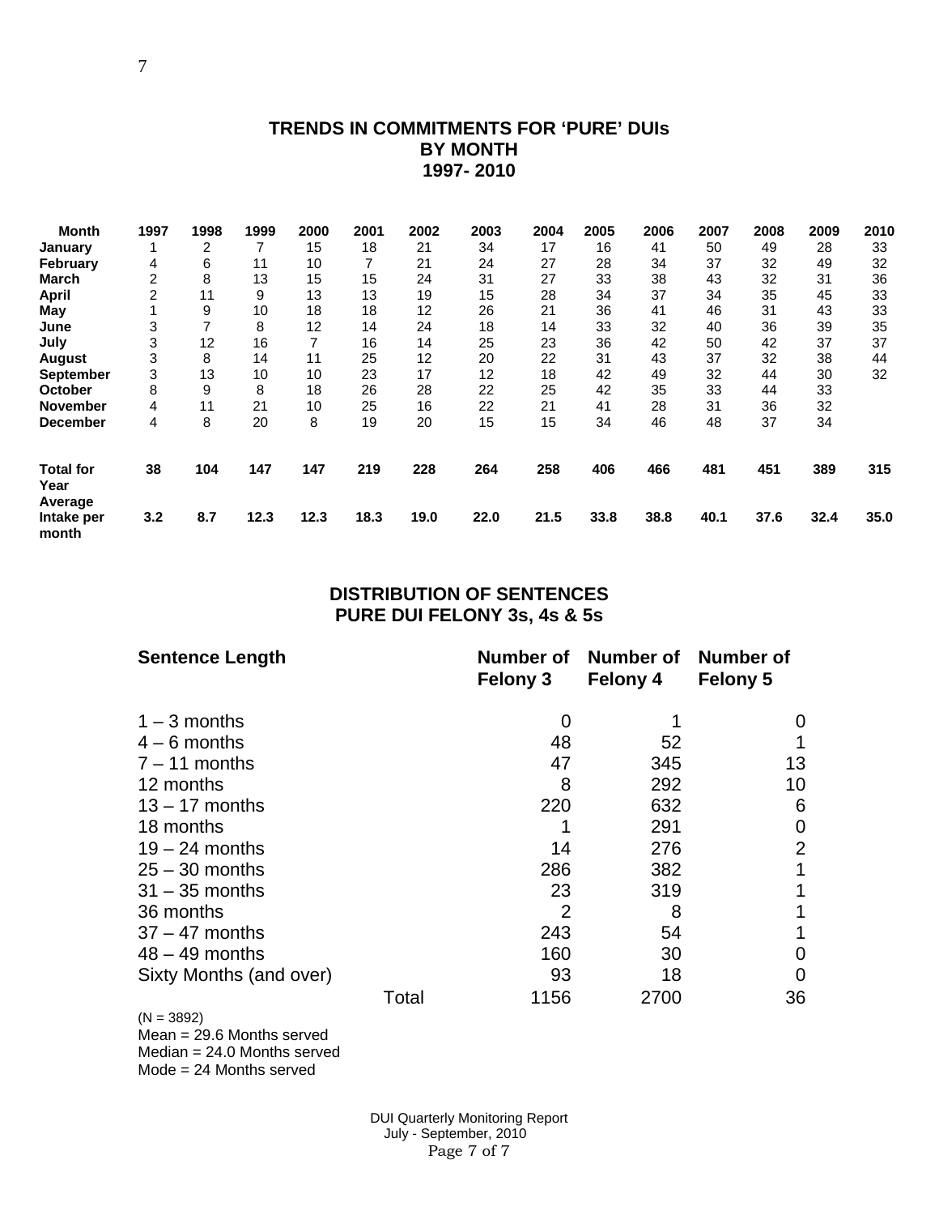## TRENDS IN COMMITMENTS FOR 'PURE' DUIs BY MONTH 1997- 2010

| Month | 1997 | 1998 | 1999 | 2000 | 2001 | 2002 | 2003 | 2004 | 2005 | 2006 | 2007 | 2008 | 2009 | 2010 |
|---|---|---|---|---|---|---|---|---|---|---|---|---|---|---|
| January | 1 | 2 | 7 | 15 | 18 | 21 | 34 | 17 | 16 | 41 | 50 | 49 | 28 | 33 |
| February | 4 | 6 | 11 | 10 | 7 | 21 | 24 | 27 | 28 | 34 | 37 | 32 | 49 | 32 |
| March | 2 | 8 | 13 | 15 | 15 | 24 | 31 | 27 | 33 | 38 | 43 | 32 | 31 | 36 |
| April | 2 | 11 | 9 | 13 | 13 | 19 | 15 | 28 | 34 | 37 | 34 | 35 | 45 | 33 |
| May | 1 | 9 | 10 | 18 | 18 | 12 | 26 | 21 | 36 | 41 | 46 | 31 | 43 | 33 |
| June | 3 | 7 | 8 | 12 | 14 | 24 | 18 | 14 | 33 | 32 | 40 | 36 | 39 | 35 |
| July | 3 | 12 | 16 | 7 | 16 | 14 | 25 | 23 | 36 | 42 | 50 | 42 | 37 | 37 |
| August | 3 | 8 | 14 | 11 | 25 | 12 | 20 | 22 | 31 | 43 | 37 | 32 | 38 | 44 |
| September | 3 | 13 | 10 | 10 | 23 | 17 | 12 | 18 | 42 | 49 | 32 | 44 | 30 | 32 |
| October | 8 | 9 | 8 | 18 | 26 | 28 | 22 | 25 | 42 | 35 | 33 | 44 | 33 | |
| November | 4 | 11 | 21 | 10 | 25 | 16 | 22 | 21 | 41 | 28 | 31 | 36 | 32 | |
| December | 4 | 8 | 20 | 8 | 19 | 20 | 15 | 15 | 34 | 46 | 48 | 37 | 34 | |
| **Total for Year** | **38** | **104** | **147** | **147** | **219** | **228** | **264** | **258** | **406** | **466** | **481** | **451** | **389** | **315** |
| **Average Intake per month** | **3.2** | **8.7** | **12.3** | **12.3** | **18.3** | **19.0** | **22.0** | **21.5** | **33.8** | **38.8** | **40.1** | **37.6** | **32.4** | **35.0** |

## DISTRIBUTION OF SENTENCES PURE DUI FELONY 3s, 4s & 5s

| Sentence Length | Number of Felony 3 | Number of Felony 4 | Number of Felony 5 |
|---|---|---|---|
| 1 – 3 months | 0 | 1 | 0 |
| 4 – 6 months | 48 | 52 | 1 |
| 7 – 11 months | 47 | 345 | 13 |
| 12 months | 8 | 292 | 10 |
| 13 – 17 months | 220 | 632 | 6 |
| 18 months | 1 | 291 | 0 |
| 19 – 24 months | 14 | 276 | 2 |
| 25 – 30 months | 286 | 382 | 1 |
| 31 – 35 months | 23 | 319 | 1 |
| 36 months | 2 | 8 | 1 |
| 37 – 47 months | 243 | 54 | 1 |
| 48 – 49 months | 160 | 30 | 0 |
| Sixty Months (and over) | 93 | 18 | 0 |
| Total | 1156 | 2700 | 36 |

(N = 3892)
Mean = 29.6 Months served
Median = 24.0 Months served
Mode = 24 Months served